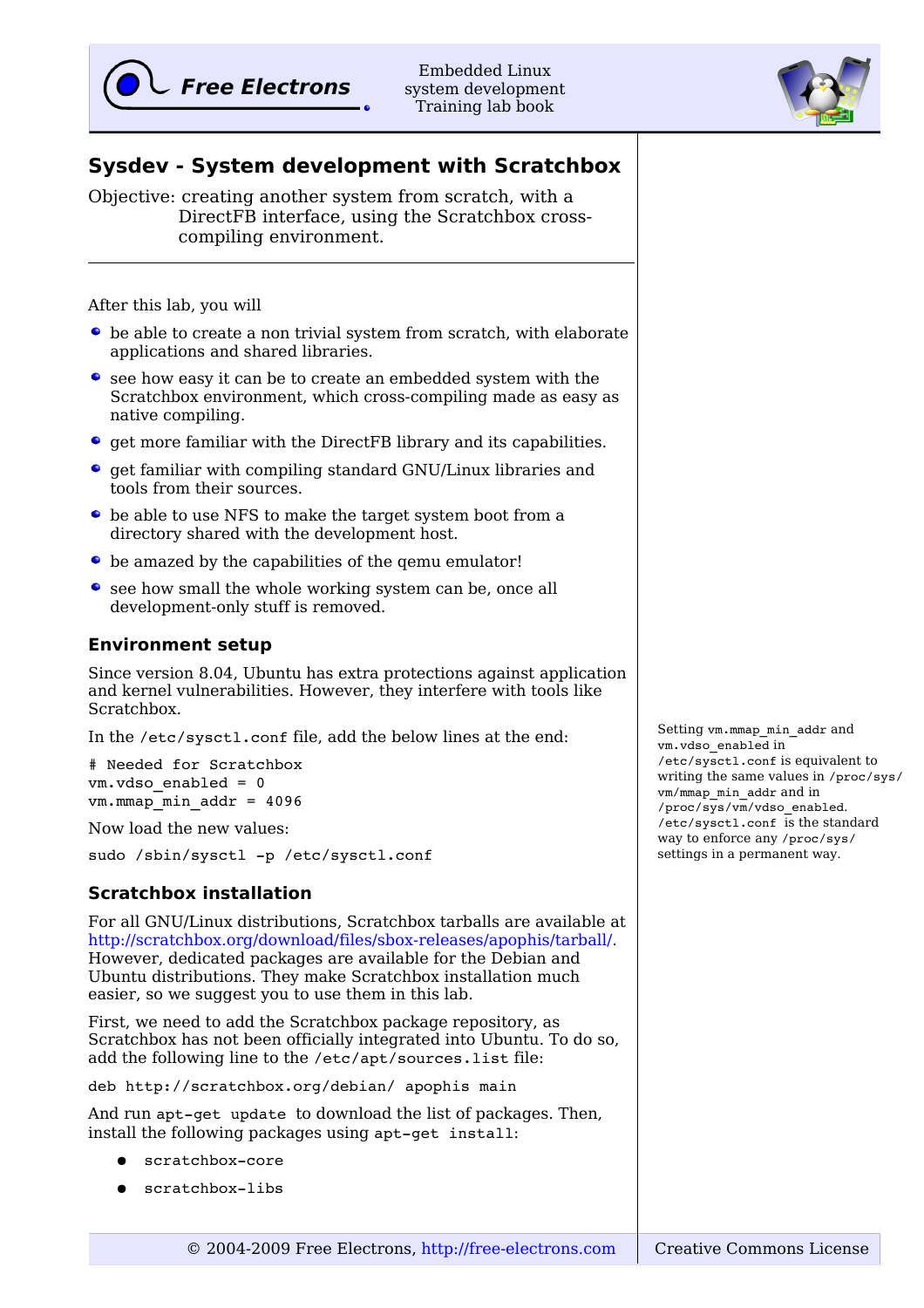## Sysdev - System development with Scratchbox

Objective: creating another system from scratch, with a DirectFB interface, using the Scratchbox cross-compiling environment.

After this lab, you will

- be able to create a non trivial system from scratch, with elaborate applications and shared libraries.
- see how easy it can be to create an embedded system with the Scratchbox environment, which cross-compiling made as easy as native compiling.
- get more familiar with the DirectFB library and its capabilities.
- get familiar with compiling standard GNU/Linux libraries and tools from their sources.
- be able to use NFS to make the target system boot from a directory shared with the development host.
- be amazed by the capabilities of the qemu emulator!
- see how small the whole working system can be, once all development-only stuff is removed.

### Environment setup

Since version 8.04, Ubuntu has extra protections against application and kernel vulnerabilities. However, they interfere with tools like Scratchbox.

In the `/etc/sysctl.conf` file, add the below lines at the end:

```
# Needed for Scratchbox
vm.vdso_enabled = 0
vm.mmap_min_addr = 4096
```

Now load the new values:

```
sudo /sbin/sysctl -p /etc/sysctl.conf
```

Setting `vm.mmap_min_addr` and `vm.vdso_enabled` in `/etc/sysctl.conf` is equivalent to writing the same values in `/proc/sys/vm/mmap_min_addr` and in `/proc/sys/vm/vdso_enabled`. `/etc/sysctl.conf` is the standard way to enforce any `/proc/sys/` settings in a permanent way.

### Scratchbox installation

For all GNU/Linux distributions, Scratchbox tarballs are available at http://scratchbox.org/download/files/sbox-releases/apophis/tarball/. However, dedicated packages are available for the Debian and Ubuntu distributions. They make Scratchbox installation much easier, so we suggest you to use them in this lab.

First, we need to add the Scratchbox package repository, as Scratchbox has not been officially integrated into Ubuntu. To do so, add the following line to the `/etc/apt/sources.list` file:

```
deb http://scratchbox.org/debian/ apophis main
```

And run `apt-get update` to download the list of packages. Then, install the following packages using `apt-get install`:

- `scratchbox-core`
- `scratchbox-libs`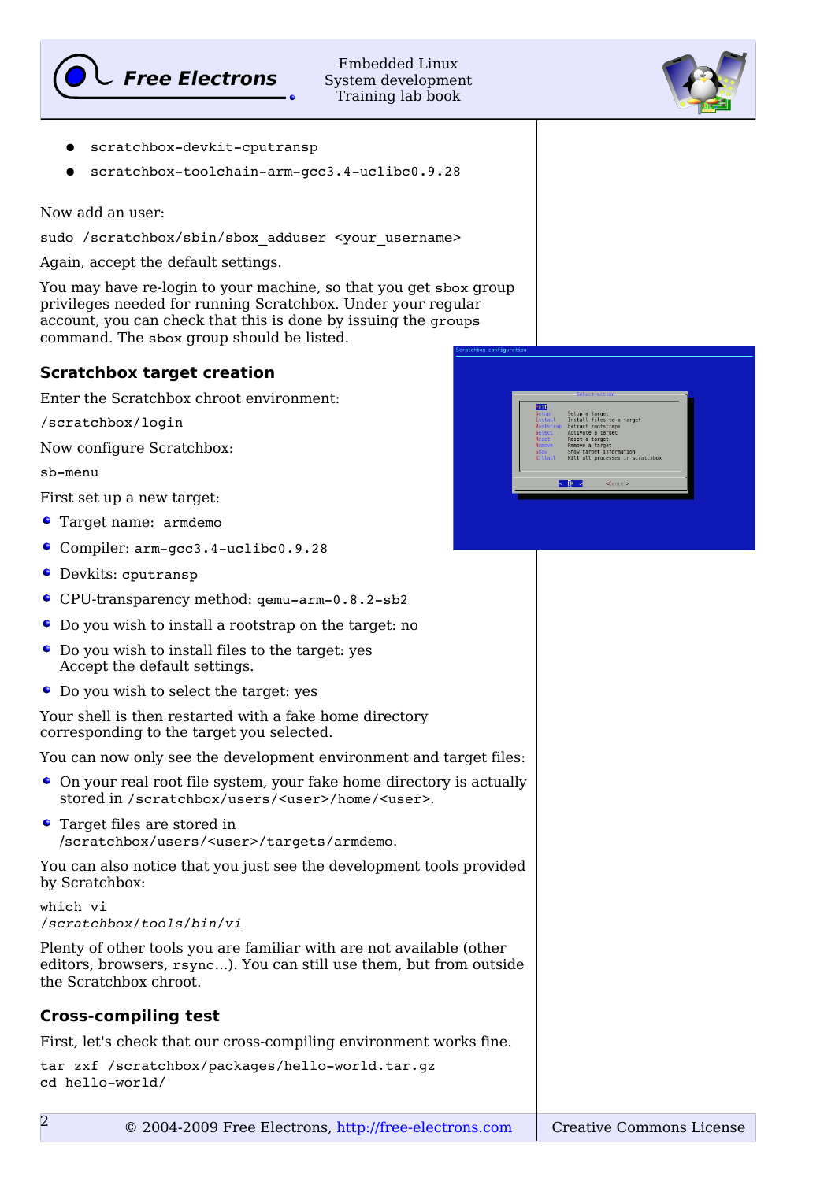- scratchbox-devkit-cputransp
- scratchbox-toolchain-arm-gcc3.4-uclibc0.9.28

Now add an user:

```
sudo /scratchbox/sbin/sbox_adduser <your_username>
```

Again, accept the default settings.

You may have re-login to your machine, so that you get `sbox` group privileges needed for running Scratchbox. Under your regular account, you can check that this is done by issuing the `groups` command. The `sbox` group should be listed.

## Scratchbox target creation

Enter the Scratchbox chroot environment:

```
/scratchbox/login
```

Now configure Scratchbox:

```
sb-menu
```

First set up a new target:

- Target name: `armdemo`
- Compiler: `arm-gcc3.4-uclibc0.9.28`
- Devkits: `cputransp`
- CPU-transparency method: `qemu-arm-0.8.2-sb2`
- Do you wish to install a rootstrap on the target: no
- Do you wish to install files to the target: yes
  Accept the default settings.
- Do you wish to select the target: yes

Your shell is then restarted with a fake home directory corresponding to the target you selected.

You can now only see the development environment and target files:

- On your real root file system, your fake home directory is actually stored in `/scratchbox/users/<user>/home/<user>`.
- Target files are stored in `/scratchbox/users/<user>/targets/armdemo`.

You can also notice that you just see the development tools provided by Scratchbox:

```
which vi
/scratchbox/tools/bin/vi
```

Plenty of other tools you are familiar with are not available (other editors, browsers, `rsync`...). You can still use them, but from outside the Scratchbox chroot.

## Cross-compiling test

First, let's check that our cross-compiling environment works fine.

```
tar zxf /scratchbox/packages/hello-world.tar.gz
cd hello-world/
```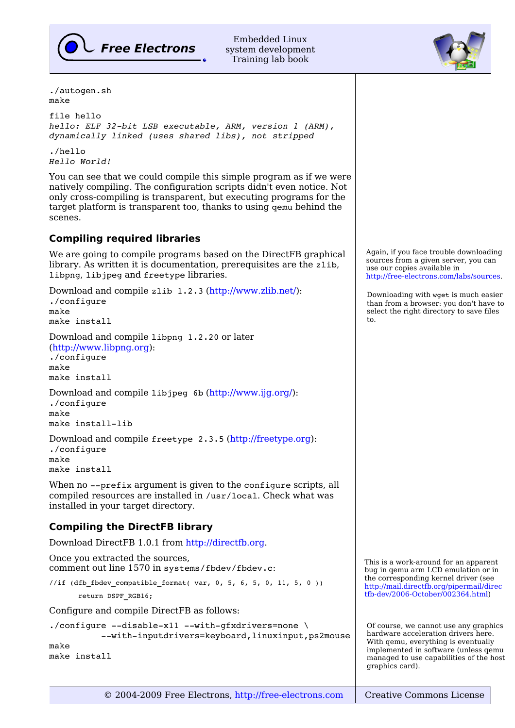```
./autogen.sh
make
```

```
file hello
```

*hello: ELF 32-bit LSB executable, ARM, version 1 (ARM), dynamically linked (uses shared libs), not stripped*

```
./hello
```

*Hello World!*

You can see that we could compile this simple program as if we were natively compiling. The configuration scripts didn't even notice. Not only cross-compiling is transparent, but executing programs for the target platform is transparent too, thanks to using `qemu` behind the scenes.

## Compiling required libraries

We are going to compile programs based on the DirectFB graphical library. As written it is documentation, prerequisites are the `zlib`, `libpng`, `libjpeg` and `freetype` libraries.

Again, if you face trouble downloading sources from a given server, you can use our copies available in http://free-electrons.com/labs/sources.

Downloading with `wget` is much easier than from a browser: you don't have to select the right directory to save files to.

Download and compile `zlib 1.2.3` (http://www.zlib.net/):

```
./configure
make
make install
```

Download and compile `libpng 1.2.20` or later (http://www.libpng.org):

```
./configure
make
make install
```

Download and compile `libjpeg 6b` (http://www.ijg.org/):

```
./configure
make
make install-lib
```

Download and compile `freetype 2.3.5` (http://freetype.org):

```
./configure
make
make install
```

When no `--prefix` argument is given to the `configure` scripts, all compiled resources are installed in `/usr/local`. Check what was installed in your target directory.

## Compiling the DirectFB library

Download DirectFB 1.0.1 from http://directfb.org.

Once you extracted the sources,
comment out line 1570 in `systems/fbdev/fbdev.c`:

```
//if (dfb_fbdev_compatible_format( var, 0, 5, 6, 5, 0, 11, 5, 0 ))
      return DSPF_RGB16;
```

This is a work-around for an apparent bug in qemu arm LCD emulation or in the corresponding kernel driver (see http://mail.directfb.org/pipermail/directfb-dev/2006-October/002364.html)

Configure and compile DirectFB as follows:

```
./configure --disable-x11 --with-gfxdrivers=none \
          --with-inputdrivers=keyboard,linuxinput,ps2mouse
make
make install
```

Of course, we cannot use any graphics hardware acceleration drivers here. With qemu, everything is eventually implemented in software (unless qemu managed to use capabilities of the host graphics card).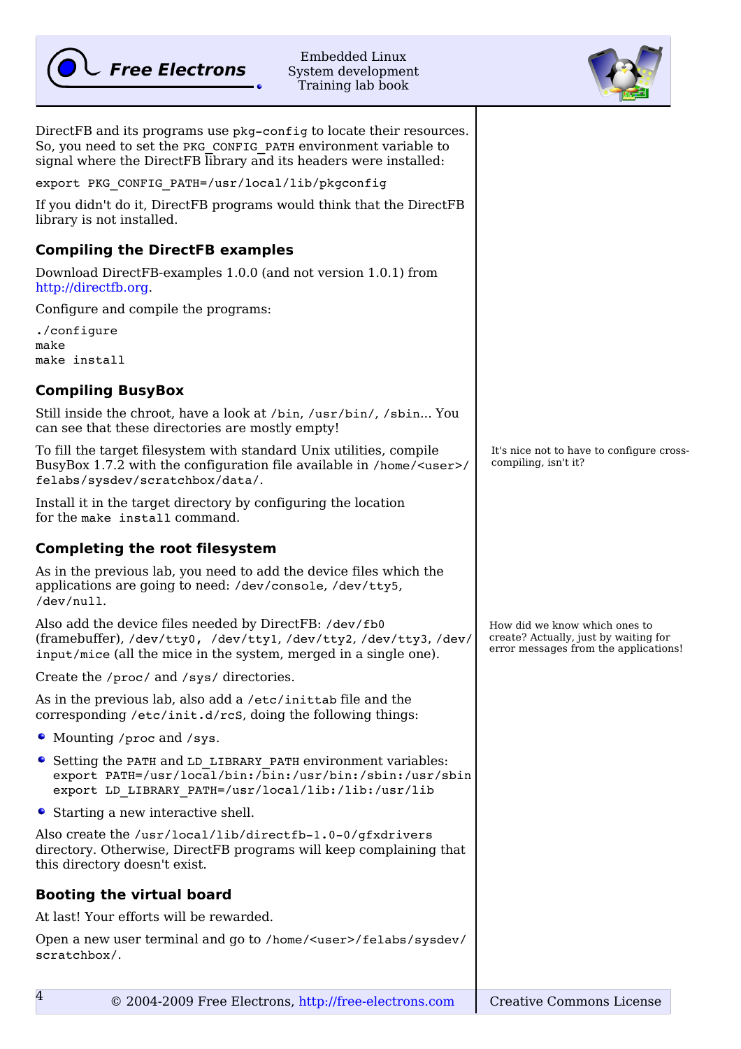DirectFB and its programs use `pkg-config` to locate their resources. So, you need to set the `PKG_CONFIG_PATH` environment variable to signal where the DirectFB library and its headers were installed:

```
export PKG_CONFIG_PATH=/usr/local/lib/pkgconfig
```

If you didn't do it, DirectFB programs would think that the DirectFB library is not installed.

## Compiling the DirectFB examples

Download DirectFB-examples 1.0.0 (and not version 1.0.1) from http://directfb.org.

Configure and compile the programs:

```
./configure
make
make install
```

## Compiling BusyBox

Still inside the chroot, have a look at `/bin`, `/usr/bin/`, `/sbin`... You can see that these directories are mostly empty!

To fill the target filesystem with standard Unix utilities, compile BusyBox 1.7.2 with the configuration file available in `/home/<user>/felabs/sysdev/scratchbox/data/`.

It's nice not to have to configure cross-compiling, isn't it?

Install it in the target directory by configuring the location for the `make install` command.

## Completing the root filesystem

As in the previous lab, you need to add the device files which the applications are going to need: `/dev/console`, `/dev/tty5`, `/dev/null`.

Also add the device files needed by DirectFB: `/dev/fb0` (framebuffer), `/dev/tty0`, `/dev/tty1`, `/dev/tty2`, `/dev/tty3`, `/dev/input/mice` (all the mice in the system, merged in a single one).

How did we know which ones to create? Actually, just by waiting for error messages from the applications!

Create the `/proc/` and `/sys/` directories.

As in the previous lab, also add a `/etc/inittab` file and the corresponding `/etc/init.d/rcS`, doing the following things:

- Mounting `/proc` and `/sys`.
- Setting the `PATH` and `LD_LIBRARY_PATH` environment variables:
  ```
  export PATH=/usr/local/bin:/bin:/usr/bin:/sbin:/usr/sbin
  export LD_LIBRARY_PATH=/usr/local/lib:/lib:/usr/lib
  ```
- Starting a new interactive shell.

Also create the `/usr/local/lib/directfb-1.0-0/gfxdrivers` directory. Otherwise, DirectFB programs will keep complaining that this directory doesn't exist.

## Booting the virtual board

At last! Your efforts will be rewarded.

Open a new user terminal and go to `/home/<user>/felabs/sysdev/scratchbox/`.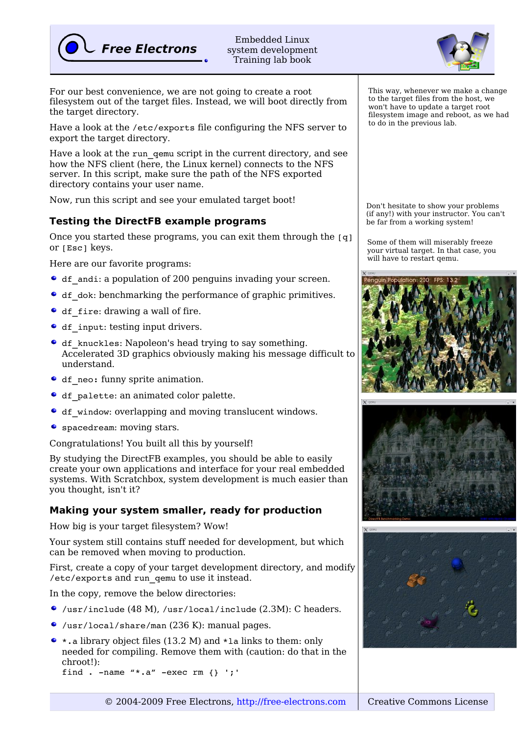For our best convenience, we are not going to create a root filesystem out of the target files. Instead, we will boot directly from the target directory.

This way, whenever we make a change to the target files from the host, we won't have to update a target root filesystem image and reboot, as we had to do in the previous lab.

Have a look at the `/etc/exports` file configuring the NFS server to export the target directory.

Have a look at the `run_qemu` script in the current directory, and see how the NFS client (here, the Linux kernel) connects to the NFS server. In this script, make sure the path of the NFS exported directory contains your user name.

Now, run this script and see your emulated target boot!

Don't hesitate to show your problems (if any!) with your instructor. You can't be far from a working system!

## Testing the DirectFB example programs

Once you started these programs, you can exit them through the `[q]` or `[Esc]` keys.

Some of them will miserably freeze your virtual target. In that case, you will have to restart qemu.

Here are our favorite programs:

- `df_andi`: a population of 200 penguins invading your screen.
- `df_dok`: benchmarking the performance of graphic primitives.
- `df_fire`: drawing a wall of fire.
- `df_input`: testing input drivers.
- `df_knuckles`: Napoleon's head trying to say something. Accelerated 3D graphics obviously making his message difficult to understand.
- `df_neo:` funny sprite animation.
- `df_palette`: an animated color palette.
- `df_window`: overlapping and moving translucent windows.
- `spacedream`: moving stars.

Congratulations! You built all this by yourself!

By studying the DirectFB examples, you should be able to easily create your own applications and interface for your real embedded systems. With Scratchbox, system development is much easier than you thought, isn't it?

## Making your system smaller, ready for production

How big is your target filesystem? Wow!

Your system still contains stuff needed for development, but which can be removed when moving to production.

First, create a copy of your target development directory, and modify `/etc/exports` and `run_qemu` to use it instead.

In the copy, remove the below directories:

- `/usr/include` (48 M), `/usr/local/include` (2.3M): C headers.
- `/usr/local/share/man` (236 K): manual pages.
- `*.a` library object files (13.2 M) and `*la` links to them: only needed for compiling. Remove them with (caution: do that in the chroot!):
  ```
  find . -name "*.a" -exec rm {} ';'
  ```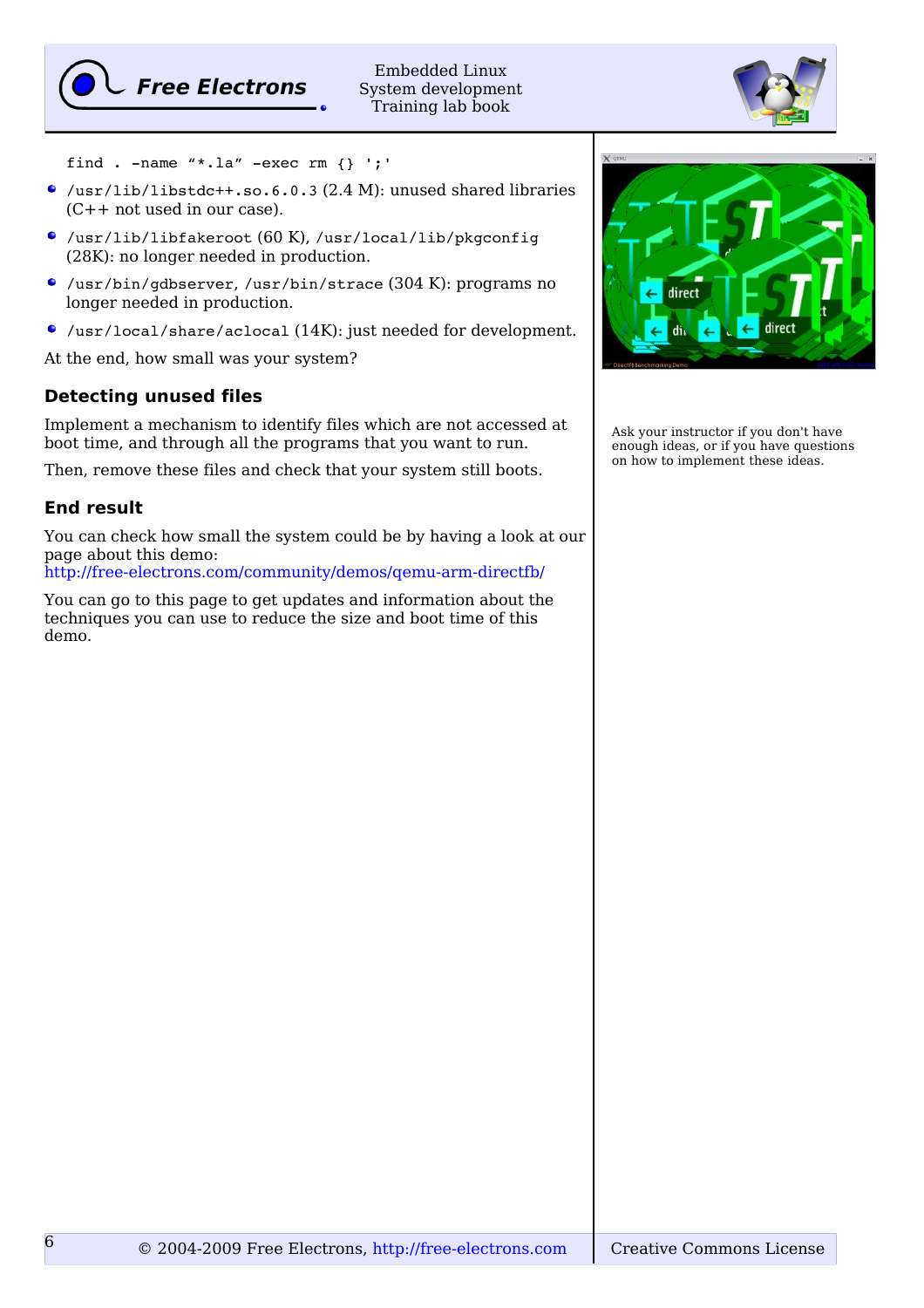```
find . -name "*.la" -exec rm {} ';'
```

- `/usr/lib/libstdc++.so.6.0.3` (2.4 M): unused shared libraries (C++ not used in our case).
- `/usr/lib/libfakeroot` (60 K), `/usr/local/lib/pkgconfig` (28K): no longer needed in production.
- `/usr/bin/gdbserver`, `/usr/bin/strace` (304 K): programs no longer needed in production.
- `/usr/local/share/aclocal` (14K): just needed for development.

At the end, how small was your system?

### Detecting unused files

Implement a mechanism to identify files which are not accessed at boot time, and through all the programs that you want to run.

Then, remove these files and check that your system still boots.

Ask your instructor if you don't have enough ideas, or if you have questions on how to implement these ideas.

### End result

You can check how small the system could be by having a look at our page about this demo:
http://free-electrons.com/community/demos/qemu-arm-directfb/

You can go to this page to get updates and information about the techniques you can use to reduce the size and boot time of this demo.